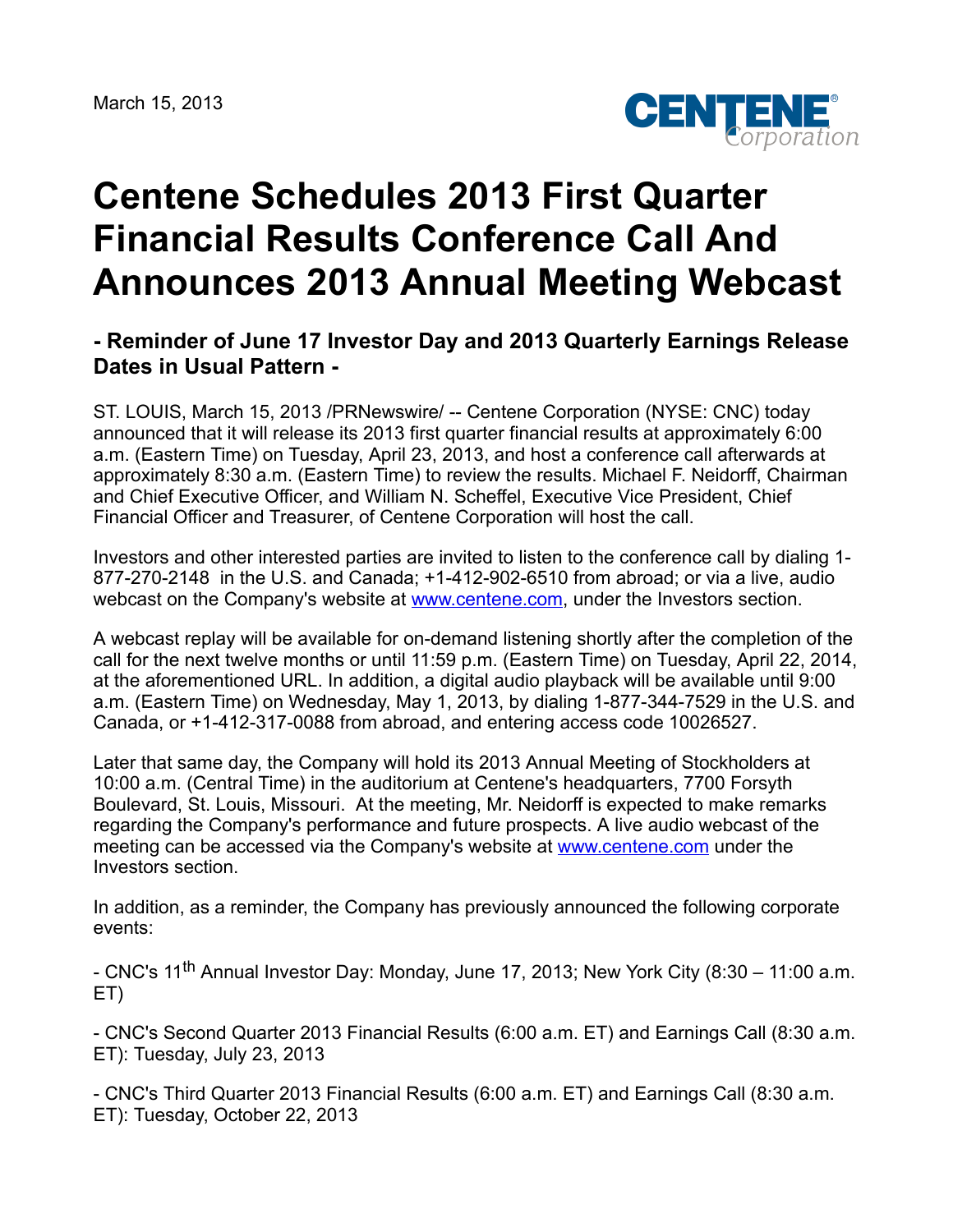March 15, 2013

# Centene Schedules 2013 First Quarter Financial Results Conference Call And Announces 2013 Annual Meeting Webcast

## - Reminder of June 17 Investor Day and 2013 Quarterly Earnings Release Dates in Usual Pattern -

ST. LOUIS, March 15, 2013 /PRNewswire/ -- Centene Corporation (NYSE: CNC) today announced that it will release its 2013 first quarter financial results at approximately 6:00 a.m. (Eastern Time) on Tuesday, April 23, 2013, and host a conference call afterwards at approximately 8:30 a.m. (Eastern Time) to review the results. Michael F. Neidorff, Chairman and Chief Executive Officer, and William N. Scheffel, Executive Vice President, Chief Financial Officer and Treasurer, of Centene Corporation will host the call.

Investors and other interested parties are invited to listen to the conference call by dialing 1-877-270-2148 in the U.S. and Canada; +1-412-902-6510 from abroad; or via a live, audio webcast on the Company's website at www.centene.com, under the Investors section.

A webcast replay will be available for on-demand listening shortly after the completion of the call for the next twelve months or until 11:59 p.m. (Eastern Time) on Tuesday, April 22, 2014, at the aforementioned URL. In addition, a digital audio playback will be available until 9:00 a.m. (Eastern Time) on Wednesday, May 1, 2013, by dialing 1-877-344-7529 in the U.S. and Canada, or +1-412-317-0088 from abroad, and entering access code 10026527.

Later that same day, the Company will hold its 2013 Annual Meeting of Stockholders at 10:00 a.m. (Central Time) in the auditorium at Centene's headquarters, 7700 Forsyth Boulevard, St. Louis, Missouri. At the meeting, Mr. Neidorff is expected to make remarks regarding the Company's performance and future prospects. A live audio webcast of the meeting can be accessed via the Company's website at www.centene.com under the Investors section.

In addition, as a reminder, the Company has previously announced the following corporate events:

- CNC's 11th Annual Investor Day: Monday, June 17, 2013; New York City (8:30 – 11:00 a.m. ET)

- CNC's Second Quarter 2013 Financial Results (6:00 a.m. ET) and Earnings Call (8:30 a.m. ET): Tuesday, July 23, 2013

- CNC's Third Quarter 2013 Financial Results (6:00 a.m. ET) and Earnings Call (8:30 a.m. ET): Tuesday, October 22, 2013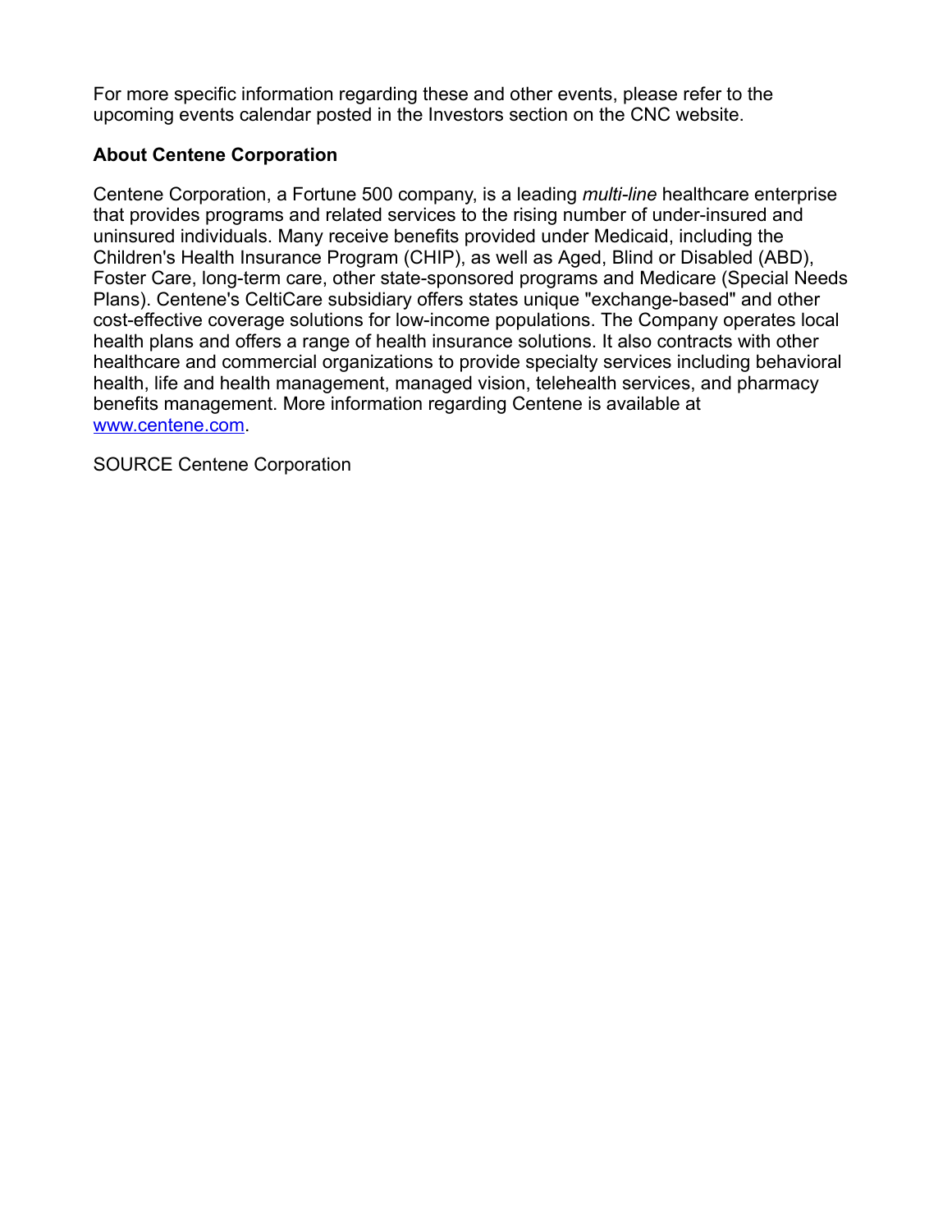For more specific information regarding these and other events, please refer to the upcoming events calendar posted in the Investors section on the CNC website.

**About Centene Corporation**

Centene Corporation, a Fortune 500 company, is a leading *multi-line* healthcare enterprise that provides programs and related services to the rising number of under-insured and uninsured individuals. Many receive benefits provided under Medicaid, including the Children's Health Insurance Program (CHIP), as well as Aged, Blind or Disabled (ABD), Foster Care, long-term care, other state-sponsored programs and Medicare (Special Needs Plans). Centene's CeltiCare subsidiary offers states unique "exchange-based" and other cost-effective coverage solutions for low-income populations. The Company operates local health plans and offers a range of health insurance solutions. It also contracts with other healthcare and commercial organizations to provide specialty services including behavioral health, life and health management, managed vision, telehealth services, and pharmacy benefits management. More information regarding Centene is available at [www.centene.com](http://www.centene.com).

SOURCE Centene Corporation